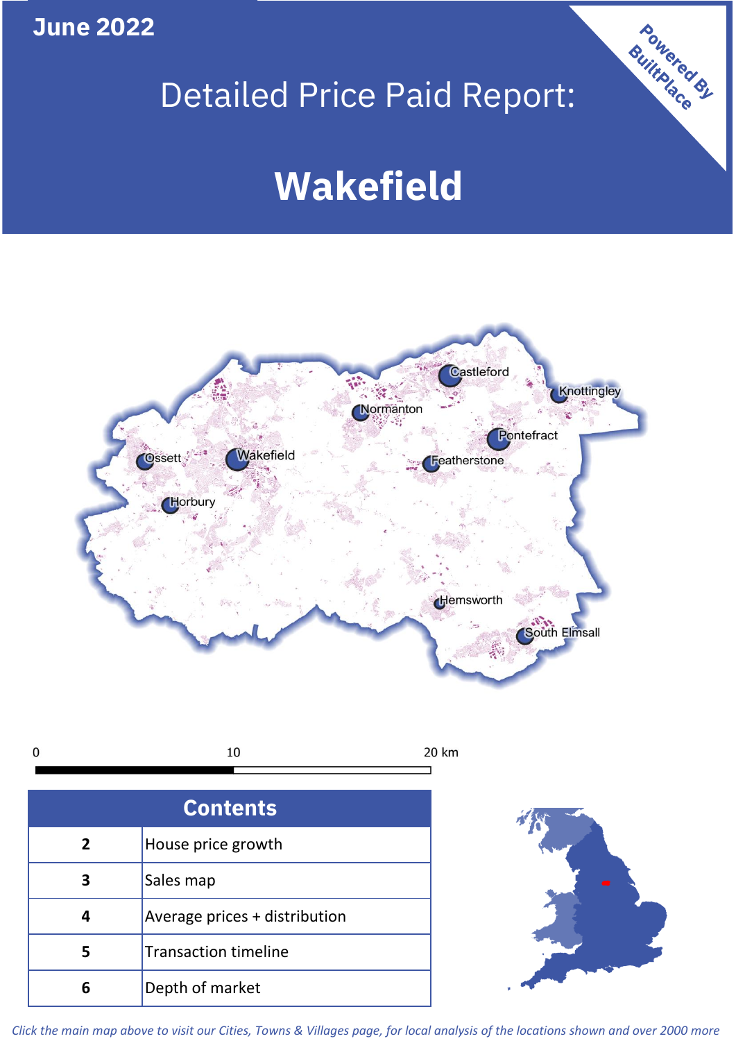June 2022

# Detailed Price Paid Report:

# Wakefield

Powered By BuiltPlace

| Contents | |
|---|---|
| 2 | House price growth |
| 3 | Sales map |
| 4 | Average prices + distribution |
| 5 | Transaction timeline |
| 6 | Depth of market |

*Click the main map above to visit our Cities, Towns & Villages page, for local analysis of the locations shown and over 2000 more*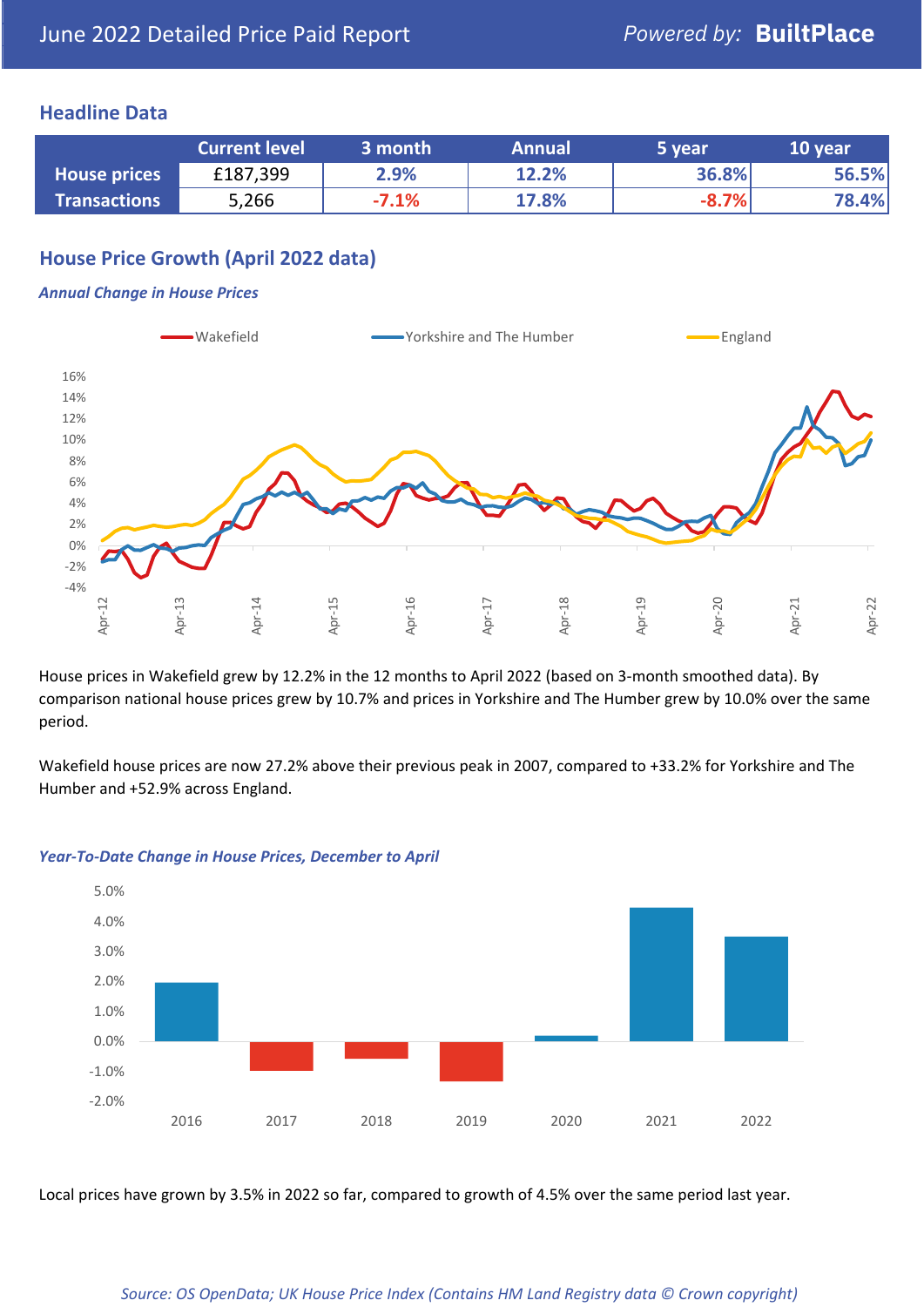June 2022 Detailed Price Paid Report

Powered by: **BuiltPlace**

## Headline Data

| | Current level | 3 month | Annual | 5 year | 10 year |
|---|---|---|---|---|---|
| **House prices** | £187,399 | 2.9% | 12.2% | 36.8% | 56.5% |
| **Transactions** | 5,266 | -7.1% | 17.8% | -8.7% | 78.4% |

## House Price Growth (April 2022 data)

### *Annual Change in House Prices*

House prices in Wakefield grew by 12.2% in the 12 months to April 2022 (based on 3-month smoothed data). By comparison national house prices grew by 10.7% and prices in Yorkshire and The Humber grew by 10.0% over the same period.

Wakefield house prices are now 27.2% above their previous peak in 2007, compared to +33.2% for Yorkshire and The Humber and +52.9% across England.

### *Year-To-Date Change in House Prices, December to April*

Local prices have grown by 3.5% in 2022 so far, compared to growth of 4.5% over the same period last year.

*Source: OS OpenData; UK House Price Index (Contains HM Land Registry data © Crown copyright)*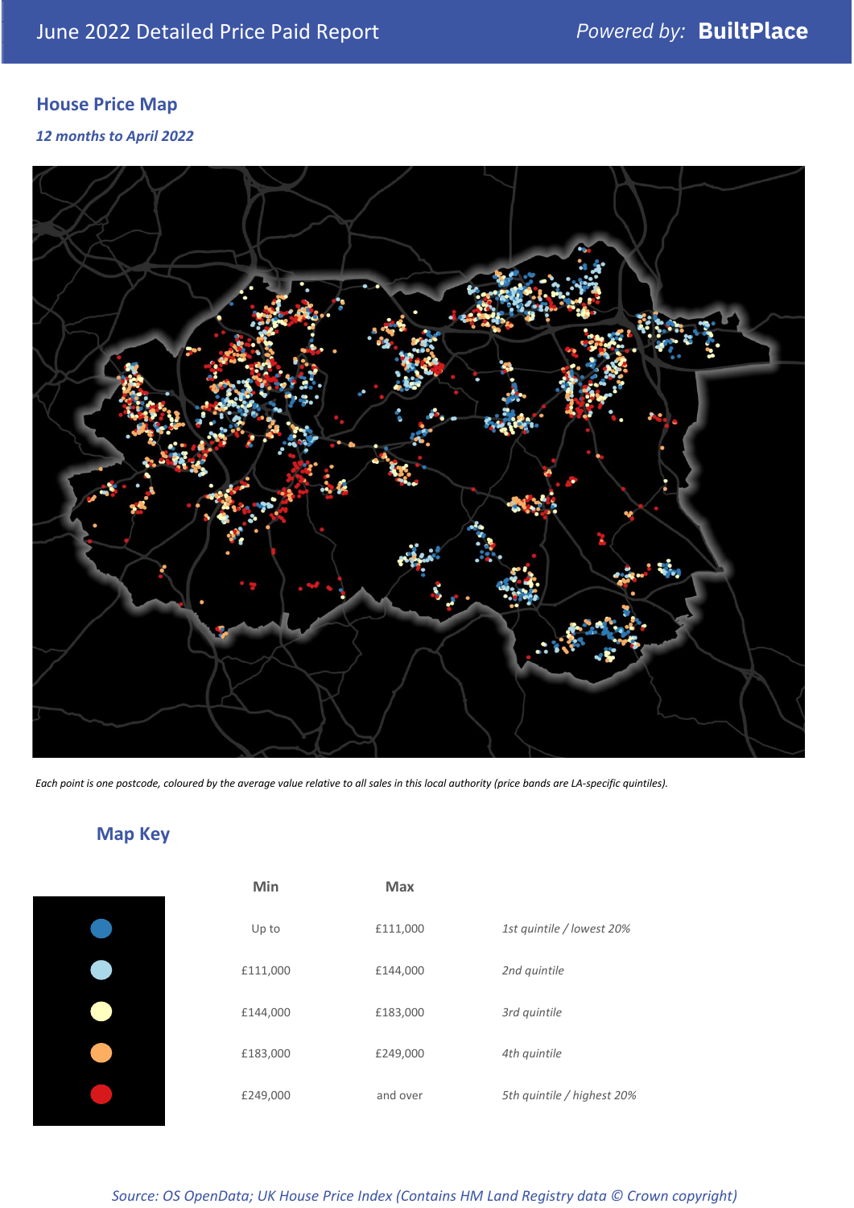# June 2022 Detailed Price Paid Report

*Powered by:* **BuiltPlace**

## House Price Map

*12 months to April 2022*

*Each point is one postcode, coloured by the average value relative to all sales in this local authority (price bands are LA-specific quintiles).*

## Map Key

| | Min | Max | |
|---|---|---|---|
| Dark blue | Up to | £111,000 | *1st quintile / lowest 20%* |
| Light blue | £111,000 | £144,000 | *2nd quintile* |
| Pale yellow | £144,000 | £183,000 | *3rd quintile* |
| Orange | £183,000 | £249,000 | *4th quintile* |
| Red | £249,000 | and over | *5th quintile / highest 20%* |

*Source: OS OpenData; UK House Price Index (Contains HM Land Registry data © Crown copyright)*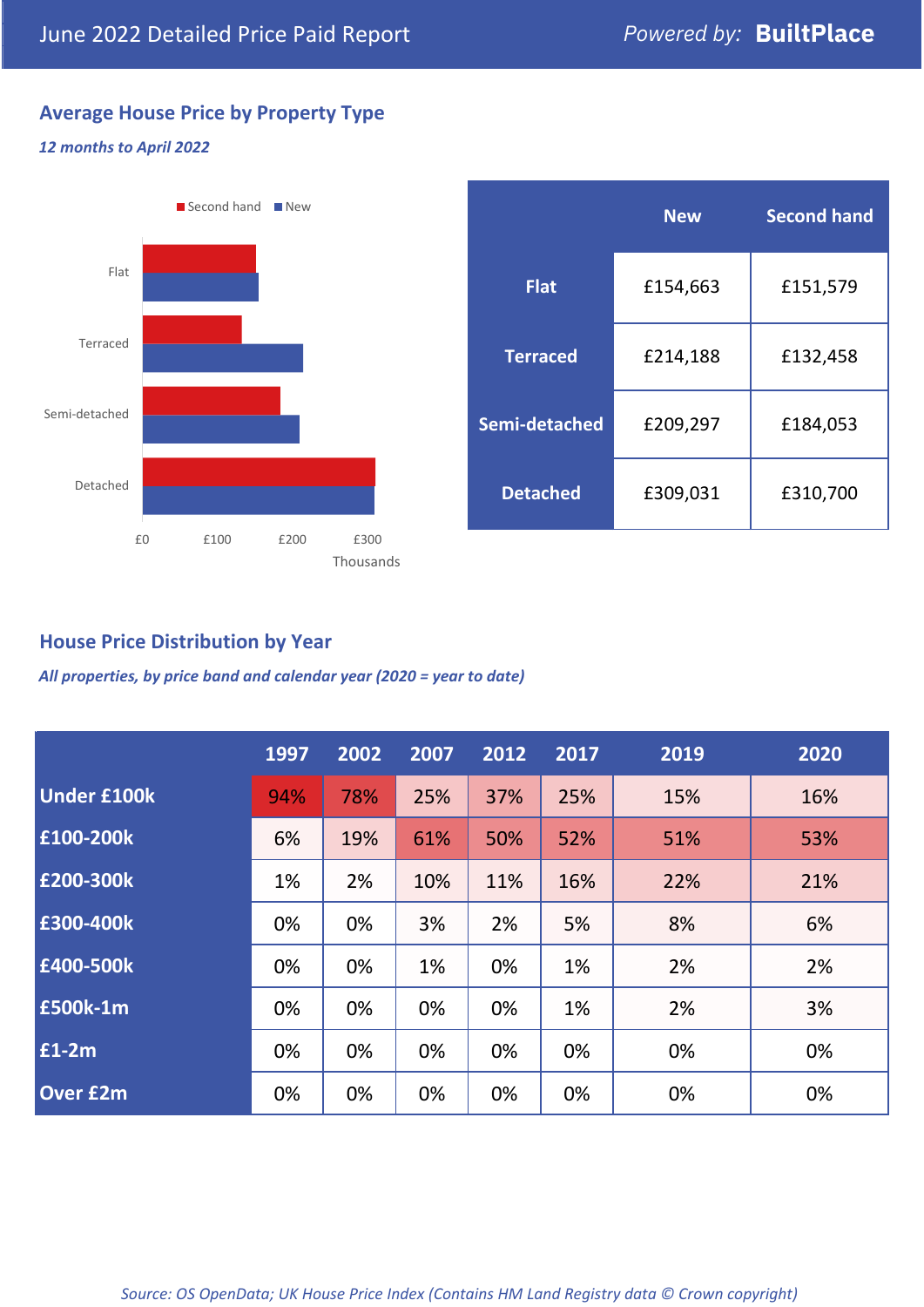June 2022 Detailed Price Paid Report — *Powered by:* **BuiltPlace**

## Average House Price by Property Type

*12 months to April 2022*

|  | New | Second hand |
|---|---|---|
| **Flat** | £154,663 | £151,579 |
| **Terraced** | £214,188 | £132,458 |
| **Semi-detached** | £209,297 | £184,053 |
| **Detached** | £309,031 | £310,700 |

## House Price Distribution by Year

*All properties, by price band and calendar year (2020 = year to date)*

|  | 1997 | 2002 | 2007 | 2012 | 2017 | 2019 | 2020 |
|---|---|---|---|---|---|---|---|
| **Under £100k** | 94% | 78% | 25% | 37% | 25% | 15% | 16% |
| **£100-200k** | 6% | 19% | 61% | 50% | 52% | 51% | 53% |
| **£200-300k** | 1% | 2% | 10% | 11% | 16% | 22% | 21% |
| **£300-400k** | 0% | 0% | 3% | 2% | 5% | 8% | 6% |
| **£400-500k** | 0% | 0% | 1% | 0% | 1% | 2% | 2% |
| **£500k-1m** | 0% | 0% | 0% | 0% | 1% | 2% | 3% |
| **£1-2m** | 0% | 0% | 0% | 0% | 0% | 0% | 0% |
| **Over £2m** | 0% | 0% | 0% | 0% | 0% | 0% | 0% |

*Source: OS OpenData; UK House Price Index (Contains HM Land Registry data © Crown copyright)*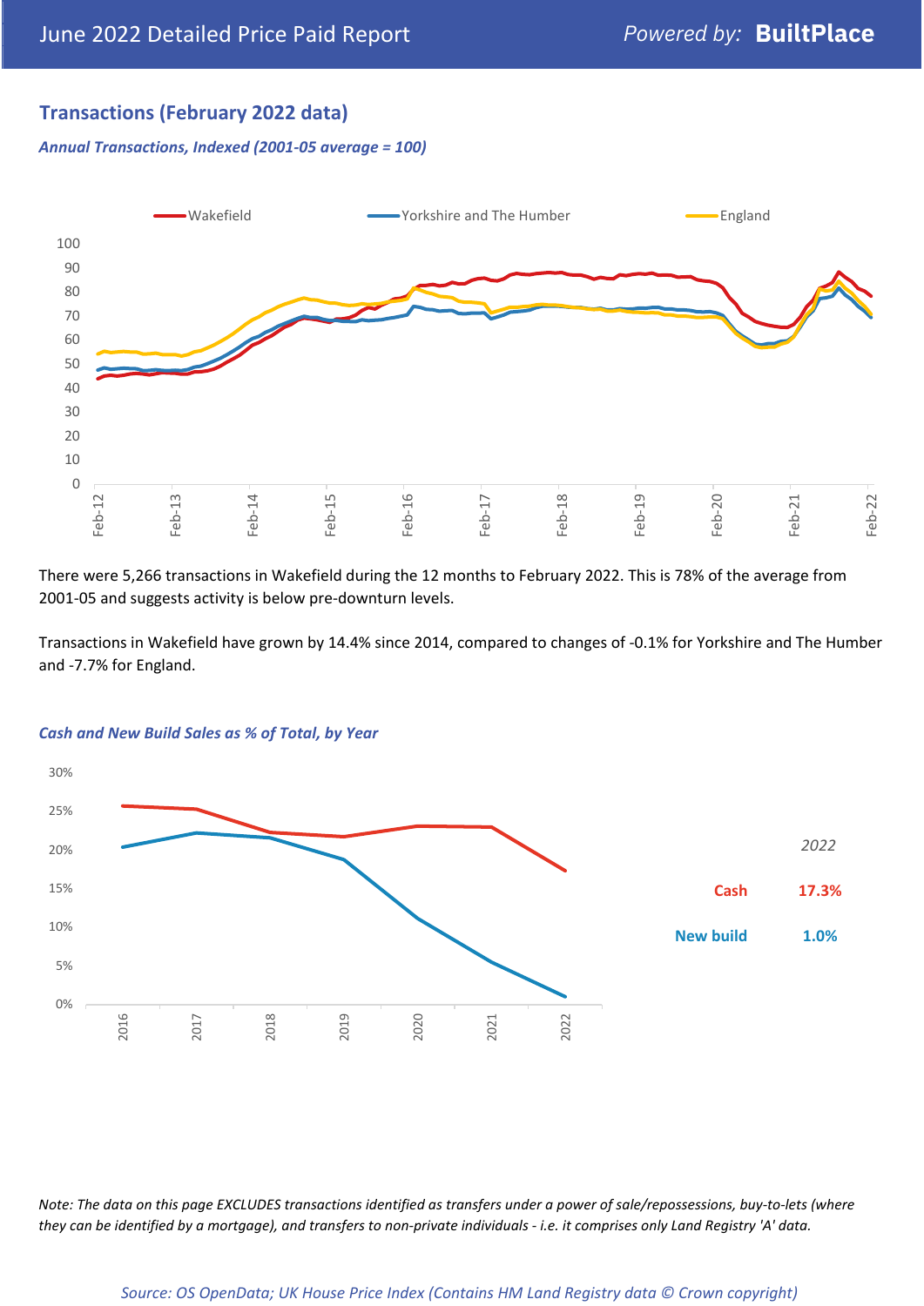## Transactions (February 2022 data)

*Annual Transactions, Indexed (2001-05 average = 100)*

There were 5,266 transactions in Wakefield during the 12 months to February 2022. This is 78% of the average from 2001-05 and suggests activity is below pre-downturn levels.

Transactions in Wakefield have grown by 14.4% since 2014, compared to changes of -0.1% for Yorkshire and The Humber and -7.7% for England.

*Cash and New Build Sales as % of Total, by Year*

| 2022 | |
|---|---|
| Cash | 17.3% |
| New build | 1.0% |

*Note: The data on this page EXCLUDES transactions identified as transfers under a power of sale/repossessions, buy-to-lets (where they can be identified by a mortgage), and transfers to non-private individuals - i.e. it comprises only Land Registry 'A' data.*

*Source: OS OpenData; UK House Price Index (Contains HM Land Registry data © Crown copyright)*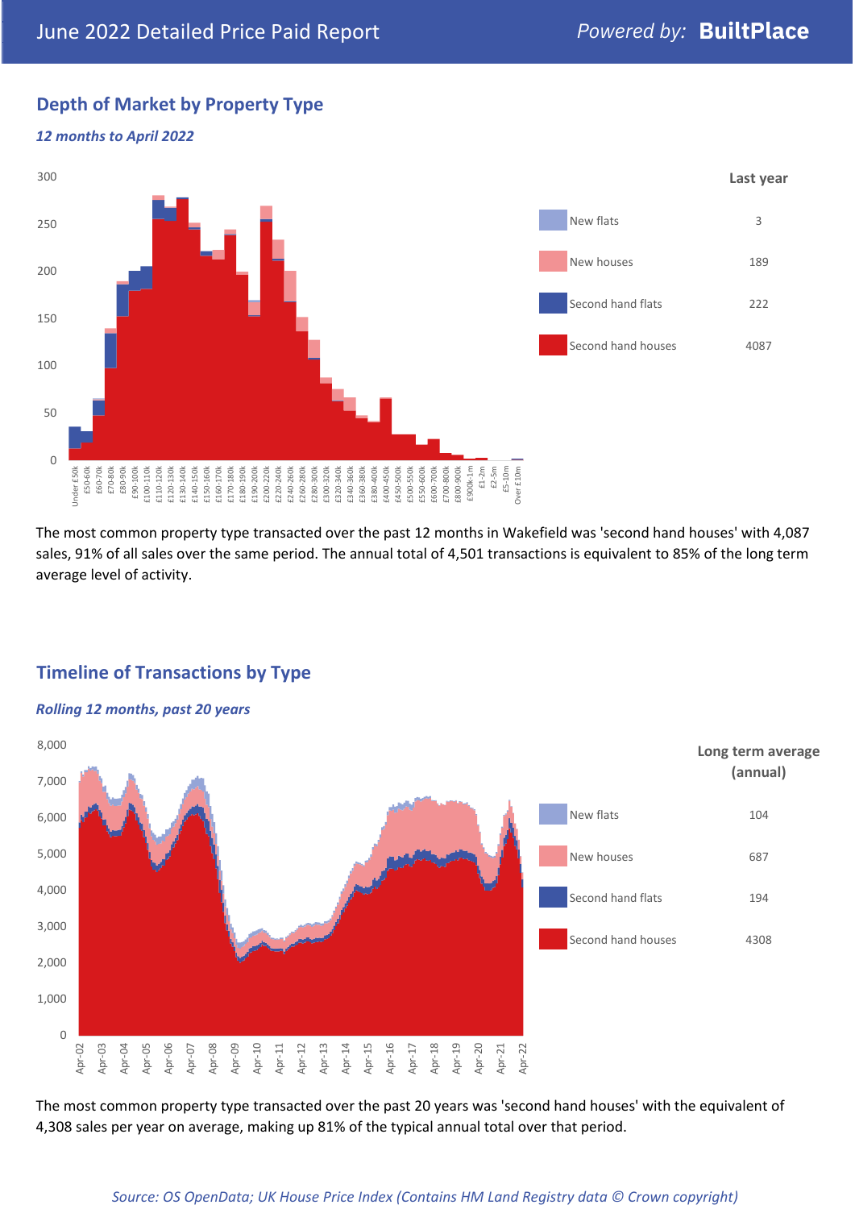# June 2022 Detailed Price Paid Report

*Powered by:* **BuiltPlace**

## Depth of Market by Property Type

***12 months to April 2022***

300
250
200
150
100
50
0

Under £50k, £50-60k, £60-70k, £70-80k, £80-90k, £90-100k, £100-110k, £110-120k, £120-130k, £130-140k, £140-150k, £150-160k, £160-170k, £170-180k, £180-190k, £190-200k, £200-220k, £220-240k, £240-260k, £260-280k, £280-300k, £300-320k, £320-340k, £340-360k, £360-380k, £380-400k, £400-450k, £450-500k, £500-550k, £550-600k, £600-700k, £700-800k, £800-900k, £900k-1m, £1-2m, £2-5m, £5-10m, Over £10m

Last year

New flats 3

New houses 189

Second hand flats 222

Second hand houses 4087

The most common property type transacted over the past 12 months in Wakefield was 'second hand houses' with 4,087 sales, 91% of all sales over the same period. The annual total of 4,501 transactions is equivalent to 85% of the long term average level of activity.

## Timeline of Transactions by Type

***Rolling 12 months, past 20 years***

8,000
7,000
6,000
5,000
4,000
3,000
2,000
1,000
0

Apr-02, Apr-03, Apr-04, Apr-05, Apr-06, Apr-07, Apr-08, Apr-09, Apr-10, Apr-11, Apr-12, Apr-13, Apr-14, Apr-15, Apr-16, Apr-17, Apr-18, Apr-19, Apr-20, Apr-21, Apr-22

Long term average (annual)

New flats 104

New houses 687

Second hand flats 194

Second hand houses 4308

The most common property type transacted over the past 20 years was 'second hand houses' with the equivalent of 4,308 sales per year on average, making up 81% of the typical annual total over that period.

*Source: OS OpenData; UK House Price Index (Contains HM Land Registry data © Crown copyright)*